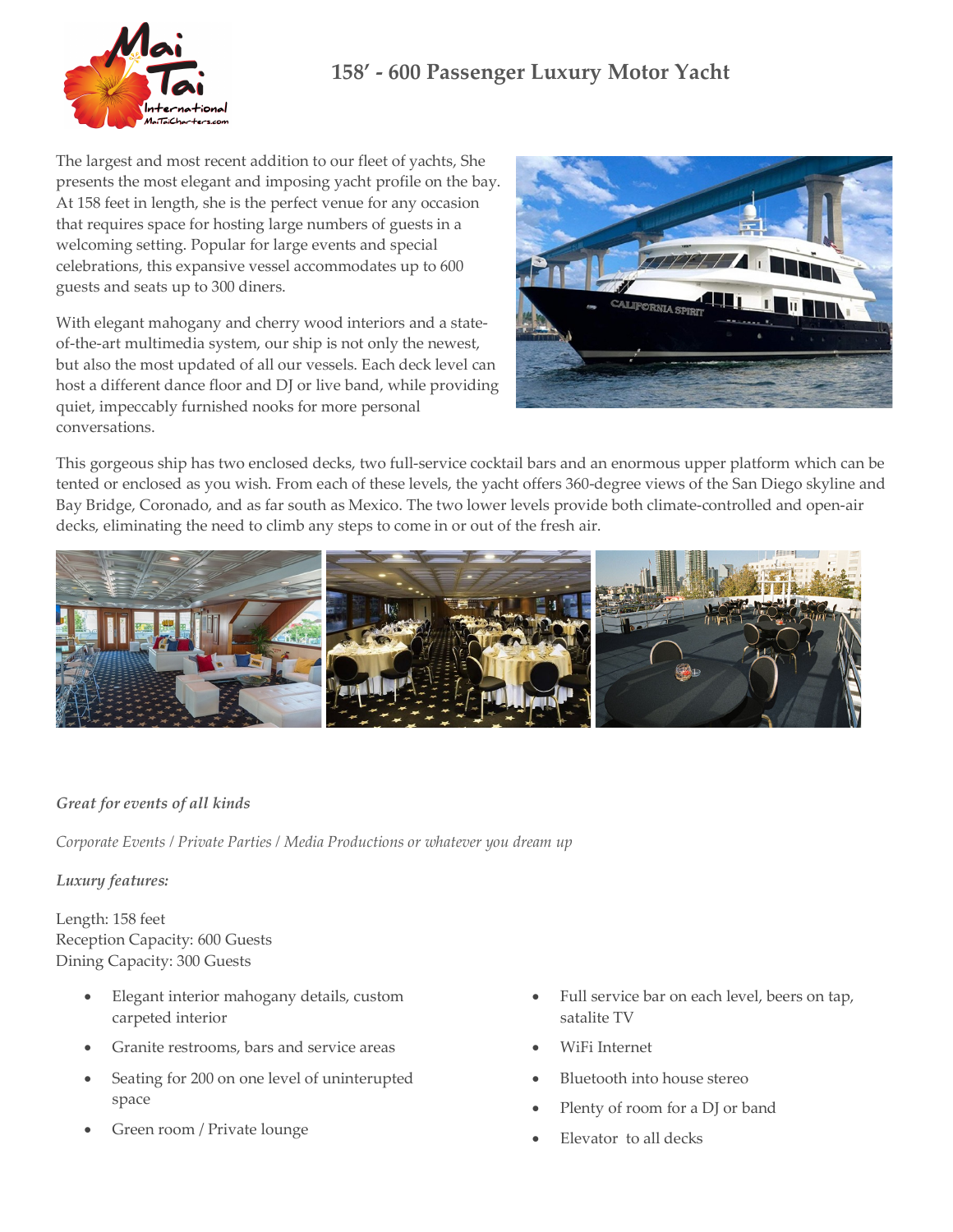# 158' - 600 Passenger Luxury Motor Yacht

The largest and most recent addition to our fleet of yachts, She presents the most elegant and imposing yacht profile on the bay. At 158 feet in length, she is the perfect venue for any occasion that requires space for hosting large numbers of guests in a welcoming setting. Popular for large events and special celebrations, this expansive vessel accommodates up to 600 guests and seats up to 300 diners.

With elegant mahogany and cherry wood interiors and a state-of-the-art multimedia system, our ship is not only the newest, but also the most updated of all our vessels. Each deck level can host a different dance floor and DJ or live band, while providing quiet, impeccably furnished nooks for more personal conversations.

This gorgeous ship has two enclosed decks, two full-service cocktail bars and an enormous upper platform which can be tented or enclosed as you wish. From each of these levels, the yacht offers 360-degree views of the San Diego skyline and Bay Bridge, Coronado, and as far south as Mexico. The two lower levels provide both climate-controlled and open-air decks, eliminating the need to climb any steps to come in or out of the fresh air.

***Great for events of all kinds***

*Corporate Events / Private Parties / Media Productions or whatever you dream up*

***Luxury features:***

Length: 158 feet
Reception Capacity: 600 Guests
Dining Capacity: 300 Guests

- Elegant interior mahogany details, custom carpeted interior
- Granite restrooms, bars and service areas
- Seating for 200 on one level of uninterupted space
- Green room / Private lounge
- Full service bar on each level, beers on tap, satalite TV
- WiFi Internet
- Bluetooth into house stereo
- Plenty of room for a DJ or band
- Elevator to all decks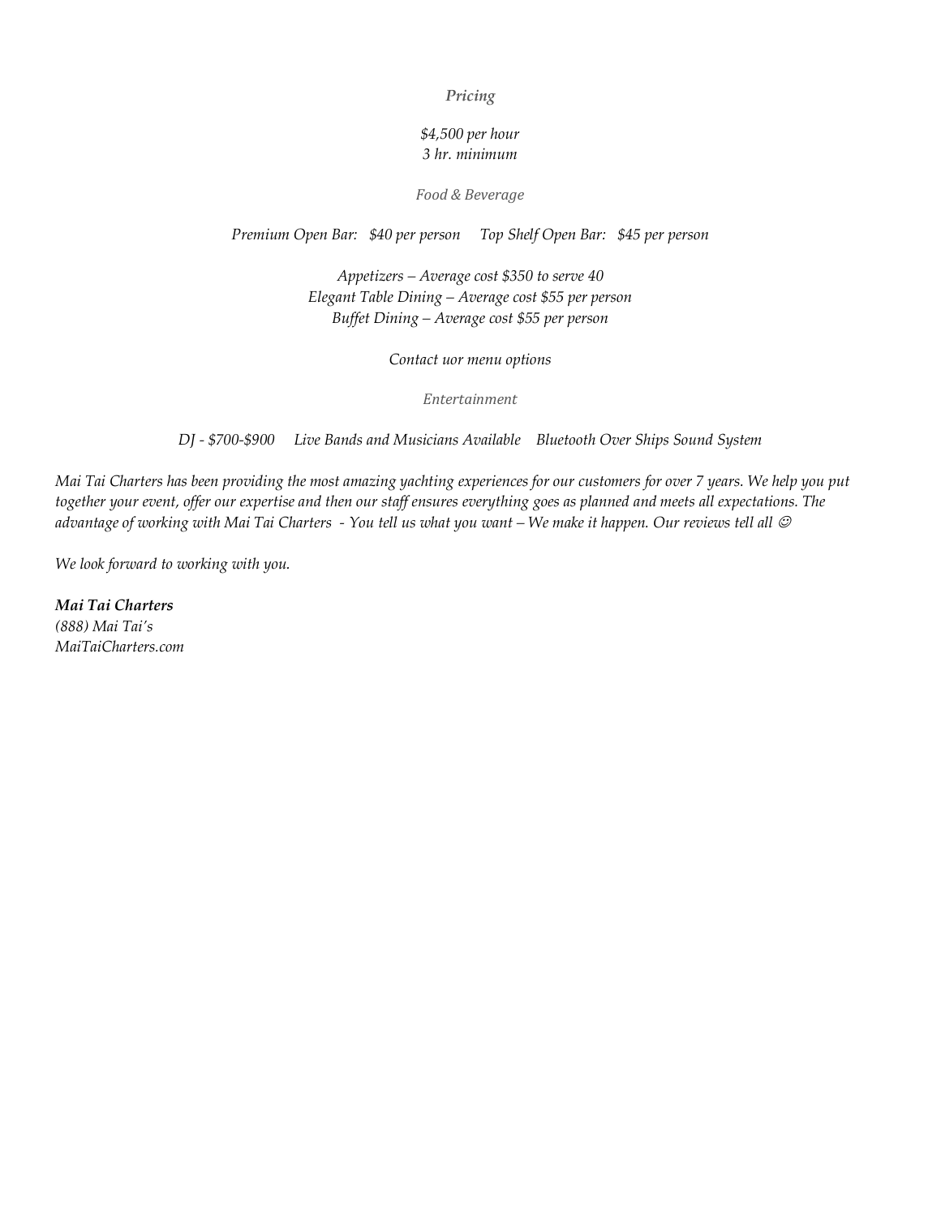### *Pricing*

*$4,500 per hour*
*3 hr. minimum*

### *Food & Beverage*

*Premium Open Bar: $40 per person    Top Shelf Open Bar: $45 per person*

*Appetizers – Average cost $350 to serve 40*
*Elegant Table Dining – Average cost $55 per person*
*Buffet Dining – Average cost $55 per person*

*Contact uor menu options*

### *Entertainment*

*DJ - $700-$900    Live Bands and Musicians Available    Bluetooth Over Ships Sound System*

*Mai Tai Charters has been providing the most amazing yachting experiences for our customers for over 7 years. We help you put together your event, offer our expertise and then our staff ensures everything goes as planned and meets all expectations. The advantage of working with Mai Tai Charters - You tell us what you want – We make it happen. Our reviews tell all ☺*

*We look forward to working with you.*

***Mai Tai Charters***
*(888) Mai Tai's*
*MaiTaiCharters.com*